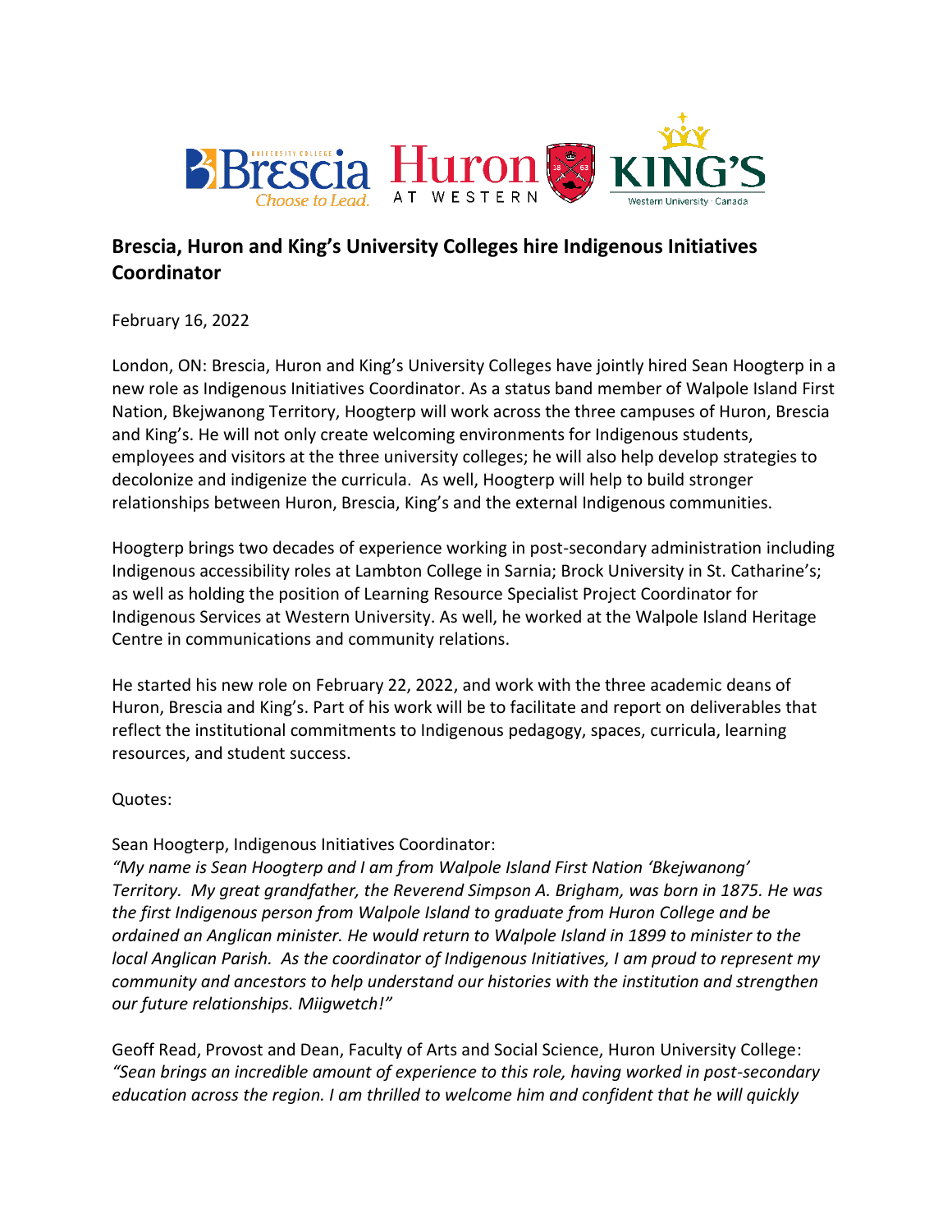## Brescia, Huron and King's University Colleges hire Indigenous Initiatives Coordinator

February 16, 2022

London, ON: Brescia, Huron and King's University Colleges have jointly hired Sean Hoogterp in a new role as Indigenous Initiatives Coordinator. As a status band member of Walpole Island First Nation, Bkejwanong Territory, Hoogterp will work across the three campuses of Huron, Brescia and King's. He will not only create welcoming environments for Indigenous students, employees and visitors at the three university colleges; he will also help develop strategies to decolonize and indigenize the curricula. As well, Hoogterp will help to build stronger relationships between Huron, Brescia, King's and the external Indigenous communities.

Hoogterp brings two decades of experience working in post-secondary administration including Indigenous accessibility roles at Lambton College in Sarnia; Brock University in St. Catharine's; as well as holding the position of Learning Resource Specialist Project Coordinator for Indigenous Services at Western University. As well, he worked at the Walpole Island Heritage Centre in communications and community relations.

He started his new role on February 22, 2022, and work with the three academic deans of Huron, Brescia and King's. Part of his work will be to facilitate and report on deliverables that reflect the institutional commitments to Indigenous pedagogy, spaces, curricula, learning resources, and student success.

Quotes:

Sean Hoogterp, Indigenous Initiatives Coordinator:
*"My name is Sean Hoogterp and I am from Walpole Island First Nation 'Bkejwanong' Territory. My great grandfather, the Reverend Simpson A. Brigham, was born in 1875. He was the first Indigenous person from Walpole Island to graduate from Huron College and be ordained an Anglican minister. He would return to Walpole Island in 1899 to minister to the local Anglican Parish. As the coordinator of Indigenous Initiatives, I am proud to represent my community and ancestors to help understand our histories with the institution and strengthen our future relationships. Miigwetch!"*

Geoff Read, Provost and Dean, Faculty of Arts and Social Science, Huron University College:
*"Sean brings an incredible amount of experience to this role, having worked in post-secondary education across the region. I am thrilled to welcome him and confident that he will quickly*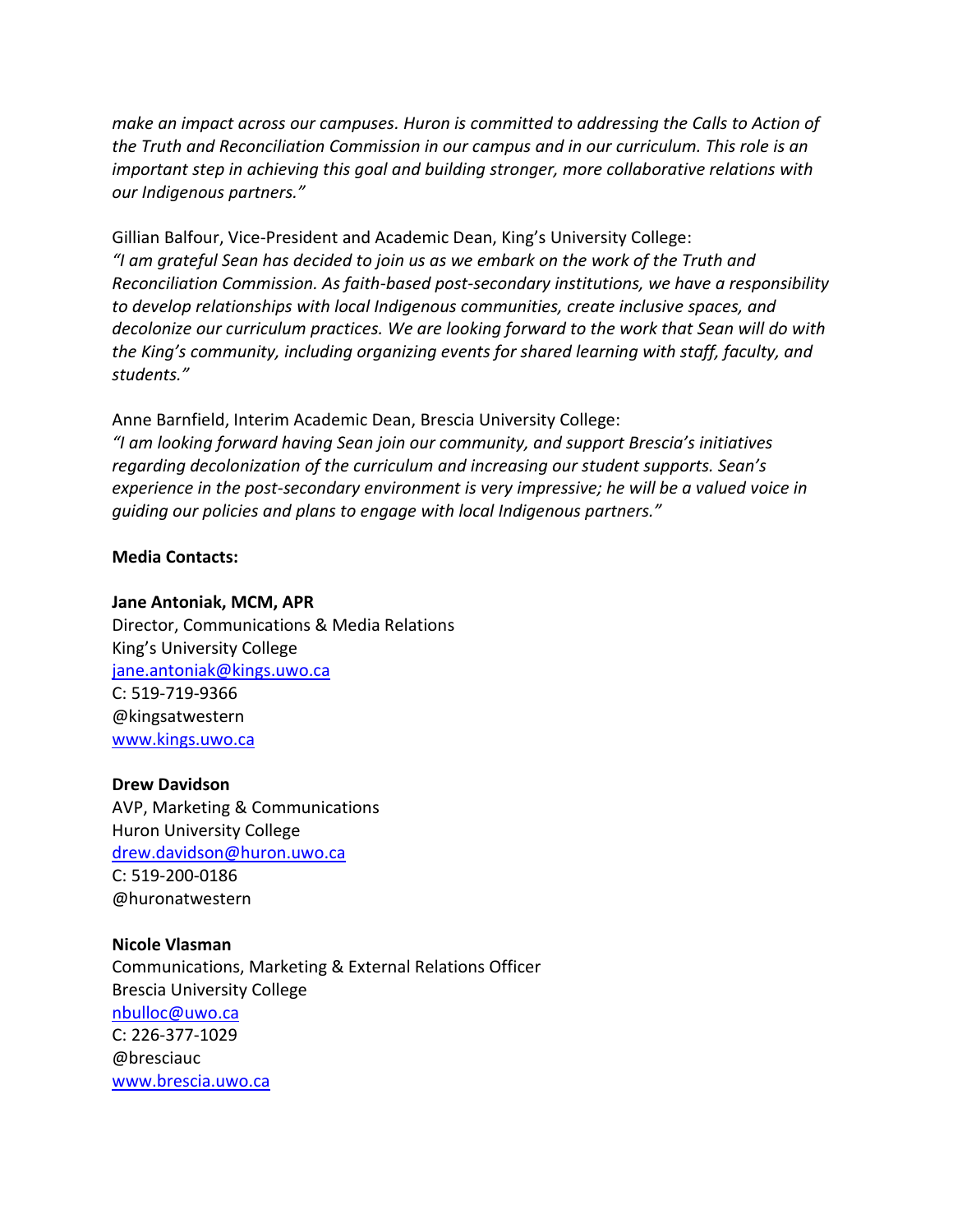*make an impact across our campuses. Huron is committed to addressing the Calls to Action of the Truth and Reconciliation Commission in our campus and in our curriculum. This role is an important step in achieving this goal and building stronger, more collaborative relations with our Indigenous partners."*

Gillian Balfour, Vice-President and Academic Dean, King's University College:
*"I am grateful Sean has decided to join us as we embark on the work of the Truth and Reconciliation Commission. As faith-based post-secondary institutions, we have a responsibility to develop relationships with local Indigenous communities, create inclusive spaces, and decolonize our curriculum practices. We are looking forward to the work that Sean will do with the King's community, including organizing events for shared learning with staff, faculty, and students."*

Anne Barnfield, Interim Academic Dean, Brescia University College:
*"I am looking forward having Sean join our community, and support Brescia's initiatives regarding decolonization of the curriculum and increasing our student supports. Sean's experience in the post-secondary environment is very impressive; he will be a valued voice in guiding our policies and plans to engage with local Indigenous partners."*

**Media Contacts:**

**Jane Antoniak, MCM, APR**
Director, Communications & Media Relations
King's University College
jane.antoniak@kings.uwo.ca
C: 519-719-9366
@kingsatwestern
www.kings.uwo.ca

**Drew Davidson**
AVP, Marketing & Communications
Huron University College
drew.davidson@huron.uwo.ca
C: 519-200-0186
@huronatwestern

**Nicole Vlasman**
Communications, Marketing & External Relations Officer
Brescia University College
nbulloc@uwo.ca
C: 226-377-1029
@bresciauc
www.brescia.uwo.ca